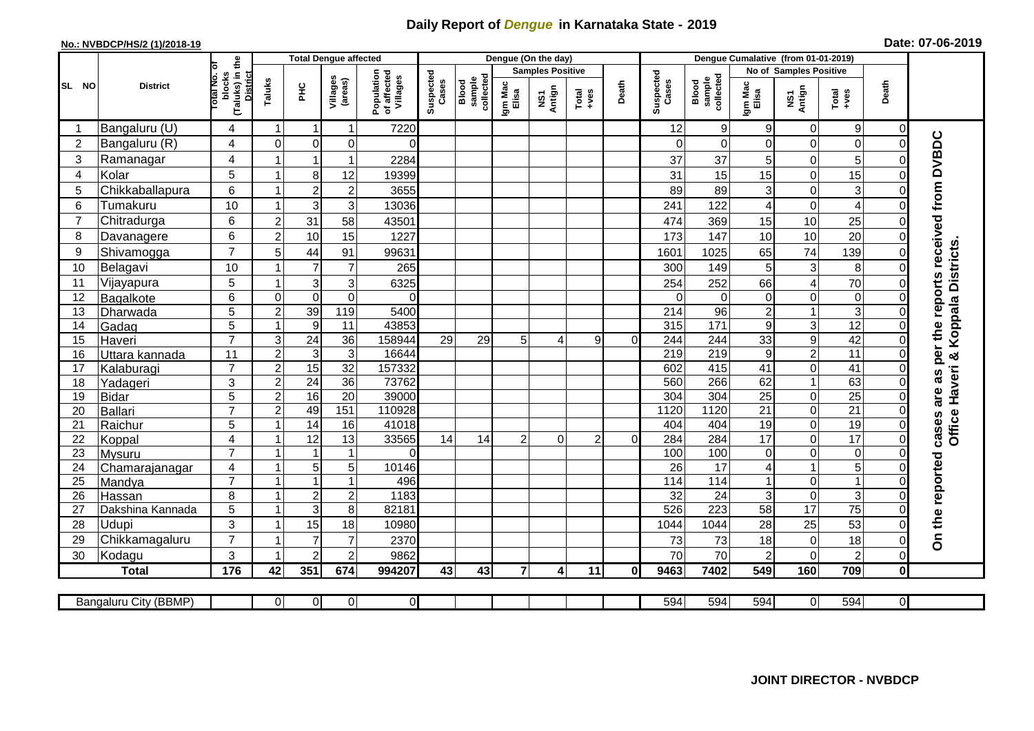# Daily Report of *Dengue* in Karnataka State - 2019

**No.: NVBDCP/HS/2 (1)/2018-19**

**Date: 07-06-2019**

| SL NO | District | Total No. of blocks (Taluks) in the District | Total Dengue affected | | | | Dengue (On the day) | | | | | | | Dengue Cumalative (from 01-01-2019) | | | | | | | |
|---|---|---|---|---|---|---|---|---|---|---|---|---|---|---|---|---|---|---|---|---|
| | | | Taluks | PHC | Villages (areas) | Population of affected Villages | Suspected Cases | Blood sample collected | Samples Positive | | | Death | Suspected Cases | Blood sample collected | No of Samples Positive | | | Death | |
| | | | | | | | | | Igm Mac Elisa | NS1 Antign | Total +ves | | | | Igm Mac Elisa | NS1 Antign | Total +ves | | |
| 1 | Bangaluru (U) | 4 | 1 | 1 | 1 | 7220 | | | | | | | 12 | 9 | 9 | 0 | 9 | 0 | On the reported cases are as per the reports received from DVBDC Office Haveri & Koppala Districts. |
| 2 | Bangaluru (R) | 4 | 0 | 0 | 0 | 0 | | | | | | | 0 | 0 | 0 | 0 | 0 | 0 | |
| 3 | Ramanagar | 4 | 1 | 1 | 1 | 2284 | | | | | | | 37 | 37 | 5 | 0 | 5 | 0 | |
| 4 | Kolar | 5 | 1 | 8 | 12 | 19399 | | | | | | | 31 | 15 | 15 | 0 | 15 | 0 | |
| 5 | Chikkaballapura | 6 | 1 | 2 | 2 | 3655 | | | | | | | 89 | 89 | 3 | 0 | 3 | 0 | |
| 6 | Tumakuru | 10 | 1 | 3 | 3 | 13036 | | | | | | | 241 | 122 | 4 | 0 | 4 | 0 | |
| 7 | Chitradurga | 6 | 2 | 31 | 58 | 43501 | | | | | | | 474 | 369 | 15 | 10 | 25 | 0 | |
| 8 | Davanagere | 6 | 2 | 10 | 15 | 1227 | | | | | | | 173 | 147 | 10 | 10 | 20 | 0 | |
| 9 | Shivamogga | 7 | 5 | 44 | 91 | 99631 | | | | | | | 1601 | 1025 | 65 | 74 | 139 | 0 | |
| 10 | Belagavi | 10 | 1 | 7 | 7 | 265 | | | | | | | 300 | 149 | 5 | 3 | 8 | 0 | |
| 11 | Vijayapura | 5 | 1 | 3 | 3 | 6325 | | | | | | | 254 | 252 | 66 | 4 | 70 | 0 | |
| 12 | Bagalkote | 6 | 0 | 0 | 0 | 0 | | | | | | | 0 | 0 | 0 | 0 | 0 | 0 | |
| 13 | Dharwada | 5 | 2 | 39 | 119 | 5400 | | | | | | | 214 | 96 | 2 | 1 | 3 | 0 | |
| 14 | Gadag | 5 | 1 | 9 | 11 | 43853 | | | | | | | 315 | 171 | 9 | 3 | 12 | 0 | |
| 15 | Haveri | 7 | 3 | 24 | 36 | 158944 | 29 | 29 | 5 | 4 | 9 | 0 | 244 | 244 | 33 | 9 | 42 | 0 | |
| 16 | Uttara kannada | 11 | 2 | 3 | 3 | 16644 | | | | | | | 219 | 219 | 9 | 2 | 11 | 0 | |
| 17 | Kalaburagi | 7 | 2 | 15 | 32 | 157332 | | | | | | | 602 | 415 | 41 | 0 | 41 | 0 | |
| 18 | Yadageri | 3 | 2 | 24 | 36 | 73762 | | | | | | | 560 | 266 | 62 | 1 | 63 | 0 | |
| 19 | Bidar | 5 | 2 | 16 | 20 | 39000 | | | | | | | 304 | 304 | 25 | 0 | 25 | 0 | |
| 20 | Ballari | 7 | 2 | 49 | 151 | 110928 | | | | | | | 1120 | 1120 | 21 | 0 | 21 | 0 | |
| 21 | Raichur | 5 | 1 | 14 | 16 | 41018 | | | | | | | 404 | 404 | 19 | 0 | 19 | 0 | |
| 22 | Koppal | 4 | 1 | 12 | 13 | 33565 | 14 | 14 | 2 | 0 | 2 | 0 | 284 | 284 | 17 | 0 | 17 | 0 | |
| 23 | Mysuru | 7 | 1 | 1 | 1 | 0 | | | | | | | 100 | 100 | 0 | 0 | 0 | 0 | |
| 24 | Chamarajanagar | 4 | 1 | 5 | 5 | 10146 | | | | | | | 26 | 17 | 4 | 1 | 5 | 0 | |
| 25 | Mandya | 7 | 1 | 1 | 1 | 496 | | | | | | | 114 | 114 | 1 | 0 | 1 | 0 | |
| 26 | Hassan | 8 | 1 | 2 | 2 | 1183 | | | | | | | 32 | 24 | 3 | 0 | 3 | 0 | |
| 27 | Dakshina Kannada | 5 | 1 | 3 | 8 | 82181 | | | | | | | 526 | 223 | 58 | 17 | 75 | 0 | |
| 28 | Udupi | 3 | 1 | 15 | 18 | 10980 | | | | | | | 1044 | 1044 | 28 | 25 | 53 | 0 | |
| 29 | Chikkamagaluru | 7 | 1 | 7 | 7 | 2370 | | | | | | | 73 | 73 | 18 | 0 | 18 | 0 | |
| 30 | Kodagu | 3 | 1 | 2 | 2 | 9862 | | | | | | | 70 | 70 | 2 | 0 | 2 | 0 | |
| | **Total** | **176** | **42** | **351** | **674** | **994207** | **43** | **43** | **7** | **4** | **11** | **0** | **9463** | **7402** | **549** | **160** | **709** | **0** | |

| Bangaluru City (BBMP) | | 0 | 0 | 0 | 0 | | | | | | | 594 | 594 | 594 | 0 | 594 | 0 |
|---|---|---|---|---|---|---|---|---|---|---|---|---|---|---|---|---|---|

**JOINT DIRECTOR - NVBDCP**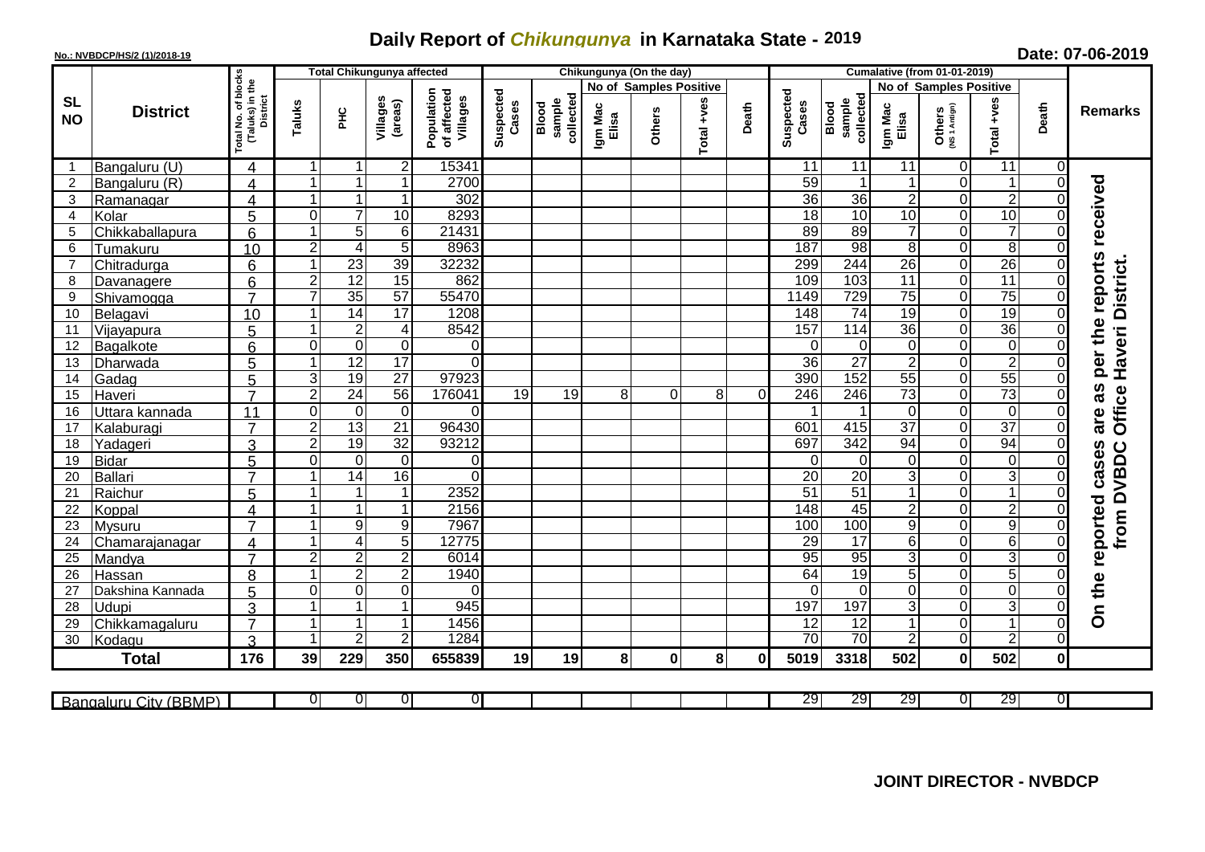# Daily Report of *Chikungunya* in Karnataka State - 2019

**No.: NVBDCP/HS/2 (1)/2018-19**

**Date: 07-06-2019**

| SL NO | District | Total No. of blocks (Taluks) in the District | Total Chikungunya affected | | | | Chikungunya (On the day) | | | | | | | Cumalative (from 01-01-2019) | | | | | | | Remarks |
|---|---|---|---|---|---|---|---|---|---|---|---|---|---|---|---|---|---|---|---|---|---|
| | | | Taluks | PHC | Villages (areas) | Population of affected Villages | Suspected Cases | Blood sample collected | No of Samples Positive | | | Death | Suspected Cases | Blood sample collected | No of Samples Positive | | | Death | |
| | | | | | | | | | Igm Mac Elisa | Others | Total +ves | | | | Igm Mac Elisa | Others (NS 1 Antign) | Total +ves | | |
| 1 | Bangaluru (U) | 4 | 1 | 1 | 2 | 15341 | | | | | | | 11 | 11 | 11 | 0 | 11 | 0 | On the reported cases are as per the reports received from DVBDC Office Haveri District. |
| 2 | Bangaluru (R) | 4 | 1 | 1 | 1 | 2700 | | | | | | | 59 | 1 | 1 | 0 | 1 | 0 | |
| 3 | Ramanagar | 4 | 1 | 1 | 1 | 302 | | | | | | | 36 | 36 | 2 | 0 | 2 | 0 | |
| 4 | Kolar | 5 | 0 | 7 | 10 | 8293 | | | | | | | 18 | 10 | 10 | 0 | 10 | 0 | |
| 5 | Chikkaballapura | 6 | 1 | 5 | 6 | 21431 | | | | | | | 89 | 89 | 7 | 0 | 7 | 0 | |
| 6 | Tumakuru | 10 | 2 | 4 | 5 | 8963 | | | | | | | 187 | 98 | 8 | 0 | 8 | 0 | |
| 7 | Chitradurga | 6 | 1 | 23 | 39 | 32232 | | | | | | | 299 | 244 | 26 | 0 | 26 | 0 | |
| 8 | Davanagere | 6 | 2 | 12 | 15 | 862 | | | | | | | 109 | 103 | 11 | 0 | 11 | 0 | |
| 9 | Shivamogga | 7 | 7 | 35 | 57 | 55470 | | | | | | | 1149 | 729 | 75 | 0 | 75 | 0 | |
| 10 | Belagavi | 10 | 1 | 14 | 17 | 1208 | | | | | | | 148 | 74 | 19 | 0 | 19 | 0 | |
| 11 | Vijayapura | 5 | 1 | 2 | 4 | 8542 | | | | | | | 157 | 114 | 36 | 0 | 36 | 0 | |
| 12 | Bagalkote | 6 | 0 | 0 | 0 | 0 | | | | | | | 0 | 0 | 0 | 0 | 0 | 0 | |
| 13 | Dharwada | 5 | 1 | 12 | 17 | 0 | | | | | | | 36 | 27 | 2 | 0 | 2 | 0 | |
| 14 | Gadag | 5 | 3 | 19 | 27 | 97923 | | | | | | | 390 | 152 | 55 | 0 | 55 | 0 | |
| 15 | Haveri | 7 | 2 | 24 | 56 | 176041 | 19 | 19 | 8 | 0 | 8 | 0 | 246 | 246 | 73 | 0 | 73 | 0 | |
| 16 | Uttara kannada | 11 | 0 | 0 | 0 | 0 | | | | | | | 1 | 1 | 0 | 0 | 0 | 0 | |
| 17 | Kalaburagi | 7 | 2 | 13 | 21 | 96430 | | | | | | | 601 | 415 | 37 | 0 | 37 | 0 | |
| 18 | Yadageri | 3 | 2 | 19 | 32 | 93212 | | | | | | | 697 | 342 | 94 | 0 | 94 | 0 | |
| 19 | Bidar | 5 | 0 | 0 | 0 | 0 | | | | | | | 0 | 0 | 0 | 0 | 0 | 0 | |
| 20 | Ballari | 7 | 1 | 14 | 16 | 0 | | | | | | | 20 | 20 | 3 | 0 | 3 | 0 | |
| 21 | Raichur | 5 | 1 | 1 | 1 | 2352 | | | | | | | 51 | 51 | 1 | 0 | 1 | 0 | |
| 22 | Koppal | 4 | 1 | 1 | 1 | 2156 | | | | | | | 148 | 45 | 2 | 0 | 2 | 0 | |
| 23 | Mysuru | 7 | 1 | 9 | 9 | 7967 | | | | | | | 100 | 100 | 9 | 0 | 9 | 0 | |
| 24 | Chamarajanagar | 4 | 1 | 4 | 5 | 12775 | | | | | | | 29 | 17 | 6 | 0 | 6 | 0 | |
| 25 | Mandya | 7 | 2 | 2 | 2 | 6014 | | | | | | | 95 | 95 | 3 | 0 | 3 | 0 | |
| 26 | Hassan | 8 | 1 | 2 | 2 | 1940 | | | | | | | 64 | 19 | 5 | 0 | 5 | 0 | |
| 27 | Dakshina Kannada | 5 | 0 | 0 | 0 | 0 | | | | | | | 0 | 0 | 0 | 0 | 0 | 0 | |
| 28 | Udupi | 3 | 1 | 1 | 1 | 945 | | | | | | | 197 | 197 | 3 | 0 | 3 | 0 | |
| 29 | Chikkamagaluru | 7 | 1 | 1 | 1 | 1456 | | | | | | | 12 | 12 | 1 | 0 | 1 | 0 | |
| 30 | Kodagu | 3 | 1 | 2 | 2 | 1284 | | | | | | | 70 | 70 | 2 | 0 | 2 | 0 | |
| | **Total** | **176** | **39** | **229** | **350** | **655839** | **19** | **19** | **8** | **0** | **8** | **0** | **5019** | **3318** | **502** | **0** | **502** | **0** | |

| | | | | | | | | | | | | | | | | | | | |
|---|---|---|---|---|---|---|---|---|---|---|---|---|---|---|---|---|---|---|---|
| Bangaluru City (BBMP) | | 0 | 0 | 0 | 0 | | | | | | | 29 | 29 | 29 | 0 | 29 | 0 | |

**JOINT DIRECTOR - NVBDCP**